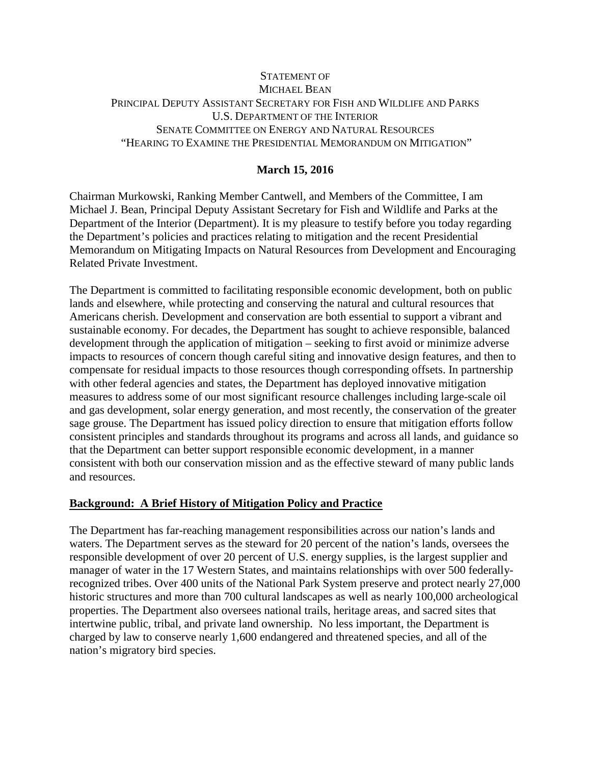STATEMENT OF
MICHAEL BEAN
PRINCIPAL DEPUTY ASSISTANT SECRETARY FOR FISH AND WILDLIFE AND PARKS
U.S. DEPARTMENT OF THE INTERIOR
SENATE COMMITTEE ON ENERGY AND NATURAL RESOURCES
"HEARING TO EXAMINE THE PRESIDENTIAL MEMORANDUM ON MITIGATION"

**March 15, 2016**

Chairman Murkowski, Ranking Member Cantwell, and Members of the Committee, I am Michael J. Bean, Principal Deputy Assistant Secretary for Fish and Wildlife and Parks at the Department of the Interior (Department). It is my pleasure to testify before you today regarding the Department's policies and practices relating to mitigation and the recent Presidential Memorandum on Mitigating Impacts on Natural Resources from Development and Encouraging Related Private Investment.

The Department is committed to facilitating responsible economic development, both on public lands and elsewhere, while protecting and conserving the natural and cultural resources that Americans cherish. Development and conservation are both essential to support a vibrant and sustainable economy. For decades, the Department has sought to achieve responsible, balanced development through the application of mitigation – seeking to first avoid or minimize adverse impacts to resources of concern though careful siting and innovative design features, and then to compensate for residual impacts to those resources though corresponding offsets. In partnership with other federal agencies and states, the Department has deployed innovative mitigation measures to address some of our most significant resource challenges including large-scale oil and gas development, solar energy generation, and most recently, the conservation of the greater sage grouse. The Department has issued policy direction to ensure that mitigation efforts follow consistent principles and standards throughout its programs and across all lands, and guidance so that the Department can better support responsible economic development, in a manner consistent with both our conservation mission and as the effective steward of many public lands and resources.

**<u>Background: A Brief History of Mitigation Policy and Practice</u>**

The Department has far-reaching management responsibilities across our nation's lands and waters. The Department serves as the steward for 20 percent of the nation's lands, oversees the responsible development of over 20 percent of U.S. energy supplies, is the largest supplier and manager of water in the 17 Western States, and maintains relationships with over 500 federally-recognized tribes. Over 400 units of the National Park System preserve and protect nearly 27,000 historic structures and more than 700 cultural landscapes as well as nearly 100,000 archeological properties. The Department also oversees national trails, heritage areas, and sacred sites that intertwine public, tribal, and private land ownership. No less important, the Department is charged by law to conserve nearly 1,600 endangered and threatened species, and all of the nation's migratory bird species.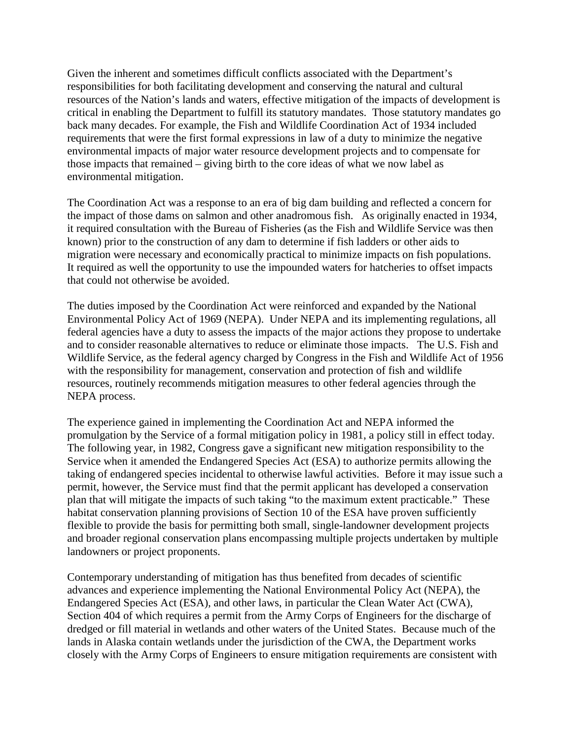Given the inherent and sometimes difficult conflicts associated with the Department's responsibilities for both facilitating development and conserving the natural and cultural resources of the Nation's lands and waters, effective mitigation of the impacts of development is critical in enabling the Department to fulfill its statutory mandates. Those statutory mandates go back many decades. For example, the Fish and Wildlife Coordination Act of 1934 included requirements that were the first formal expressions in law of a duty to minimize the negative environmental impacts of major water resource development projects and to compensate for those impacts that remained – giving birth to the core ideas of what we now label as environmental mitigation.

The Coordination Act was a response to an era of big dam building and reflected a concern for the impact of those dams on salmon and other anadromous fish. As originally enacted in 1934, it required consultation with the Bureau of Fisheries (as the Fish and Wildlife Service was then known) prior to the construction of any dam to determine if fish ladders or other aids to migration were necessary and economically practical to minimize impacts on fish populations. It required as well the opportunity to use the impounded waters for hatcheries to offset impacts that could not otherwise be avoided.

The duties imposed by the Coordination Act were reinforced and expanded by the National Environmental Policy Act of 1969 (NEPA). Under NEPA and its implementing regulations, all federal agencies have a duty to assess the impacts of the major actions they propose to undertake and to consider reasonable alternatives to reduce or eliminate those impacts. The U.S. Fish and Wildlife Service, as the federal agency charged by Congress in the Fish and Wildlife Act of 1956 with the responsibility for management, conservation and protection of fish and wildlife resources, routinely recommends mitigation measures to other federal agencies through the NEPA process.

The experience gained in implementing the Coordination Act and NEPA informed the promulgation by the Service of a formal mitigation policy in 1981, a policy still in effect today. The following year, in 1982, Congress gave a significant new mitigation responsibility to the Service when it amended the Endangered Species Act (ESA) to authorize permits allowing the taking of endangered species incidental to otherwise lawful activities. Before it may issue such a permit, however, the Service must find that the permit applicant has developed a conservation plan that will mitigate the impacts of such taking "to the maximum extent practicable." These habitat conservation planning provisions of Section 10 of the ESA have proven sufficiently flexible to provide the basis for permitting both small, single-landowner development projects and broader regional conservation plans encompassing multiple projects undertaken by multiple landowners or project proponents.

Contemporary understanding of mitigation has thus benefited from decades of scientific advances and experience implementing the National Environmental Policy Act (NEPA), the Endangered Species Act (ESA), and other laws, in particular the Clean Water Act (CWA), Section 404 of which requires a permit from the Army Corps of Engineers for the discharge of dredged or fill material in wetlands and other waters of the United States. Because much of the lands in Alaska contain wetlands under the jurisdiction of the CWA, the Department works closely with the Army Corps of Engineers to ensure mitigation requirements are consistent with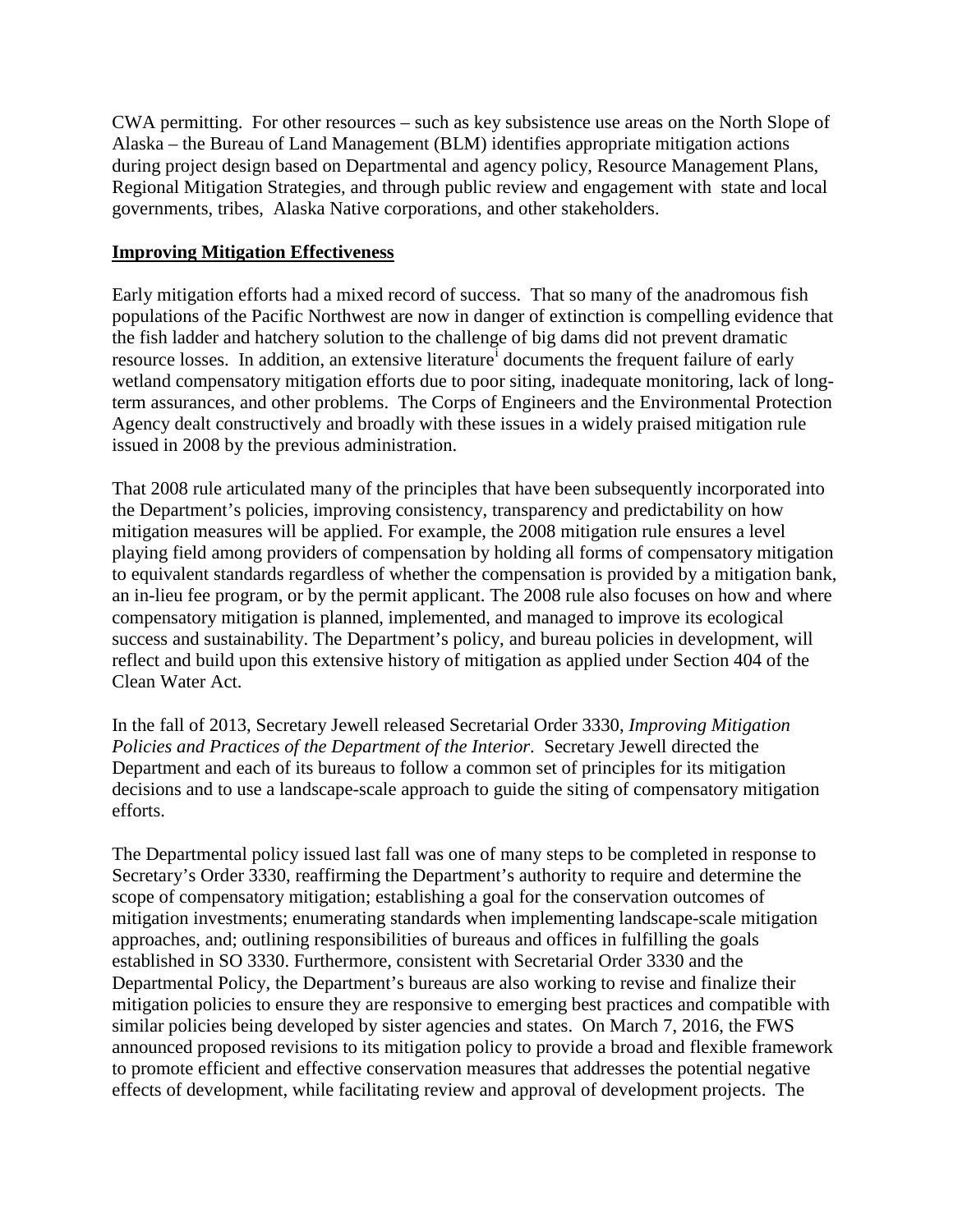CWA permitting. For other resources – such as key subsistence use areas on the North Slope of Alaska – the Bureau of Land Management (BLM) identifies appropriate mitigation actions during project design based on Departmental and agency policy, Resource Management Plans, Regional Mitigation Strategies, and through public review and engagement with state and local governments, tribes, Alaska Native corporations, and other stakeholders.

**Improving Mitigation Effectiveness**

Early mitigation efforts had a mixed record of success. That so many of the anadromous fish populations of the Pacific Northwest are now in danger of extinction is compelling evidence that the fish ladder and hatchery solution to the challenge of big dams did not prevent dramatic resource losses. In addition, an extensive literature[i] documents the frequent failure of early wetland compensatory mitigation efforts due to poor siting, inadequate monitoring, lack of long-term assurances, and other problems. The Corps of Engineers and the Environmental Protection Agency dealt constructively and broadly with these issues in a widely praised mitigation rule issued in 2008 by the previous administration.

That 2008 rule articulated many of the principles that have been subsequently incorporated into the Department's policies, improving consistency, transparency and predictability on how mitigation measures will be applied. For example, the 2008 mitigation rule ensures a level playing field among providers of compensation by holding all forms of compensatory mitigation to equivalent standards regardless of whether the compensation is provided by a mitigation bank, an in-lieu fee program, or by the permit applicant. The 2008 rule also focuses on how and where compensatory mitigation is planned, implemented, and managed to improve its ecological success and sustainability. The Department's policy, and bureau policies in development, will reflect and build upon this extensive history of mitigation as applied under Section 404 of the Clean Water Act.

In the fall of 2013, Secretary Jewell released Secretarial Order 3330, *Improving Mitigation Policies and Practices of the Department of the Interior*. Secretary Jewell directed the Department and each of its bureaus to follow a common set of principles for its mitigation decisions and to use a landscape-scale approach to guide the siting of compensatory mitigation efforts.

The Departmental policy issued last fall was one of many steps to be completed in response to Secretary's Order 3330, reaffirming the Department's authority to require and determine the scope of compensatory mitigation; establishing a goal for the conservation outcomes of mitigation investments; enumerating standards when implementing landscape-scale mitigation approaches, and; outlining responsibilities of bureaus and offices in fulfilling the goals established in SO 3330. Furthermore, consistent with Secretarial Order 3330 and the Departmental Policy, the Department's bureaus are also working to revise and finalize their mitigation policies to ensure they are responsive to emerging best practices and compatible with similar policies being developed by sister agencies and states. On March 7, 2016, the FWS announced proposed revisions to its mitigation policy to provide a broad and flexible framework to promote efficient and effective conservation measures that addresses the potential negative effects of development, while facilitating review and approval of development projects. The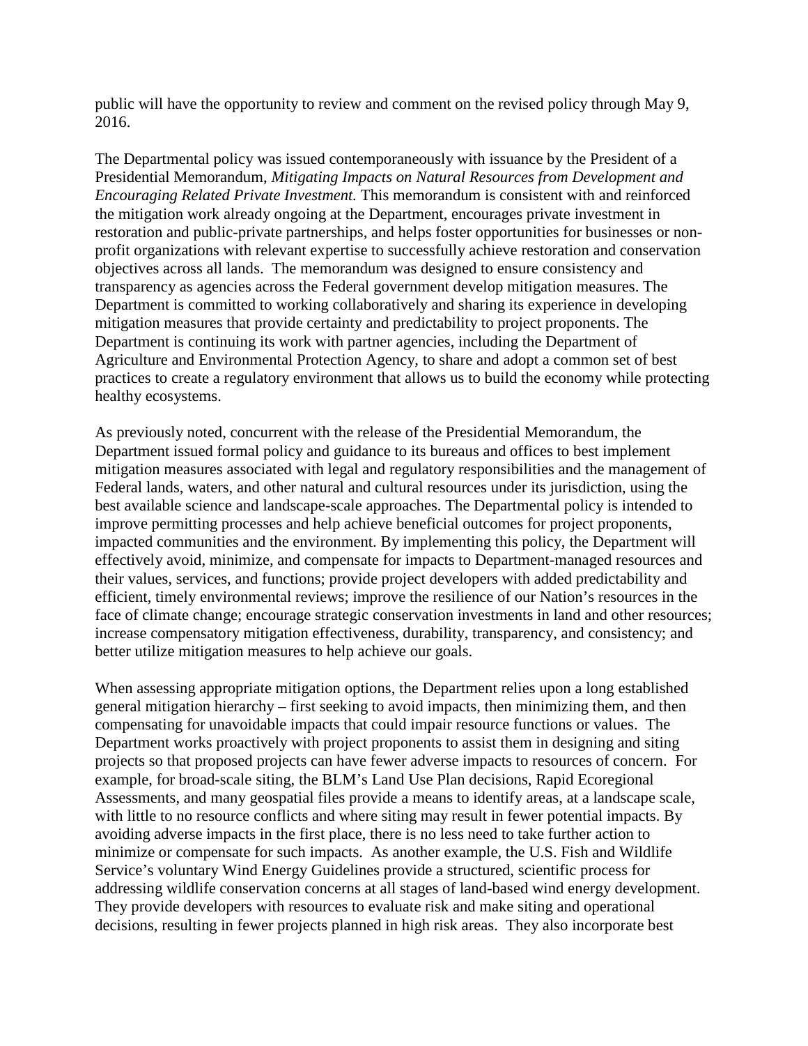public will have the opportunity to review and comment on the revised policy through May 9, 2016.

The Departmental policy was issued contemporaneously with issuance by the President of a Presidential Memorandum, *Mitigating Impacts on Natural Resources from Development and Encouraging Related Private Investment.* This memorandum is consistent with and reinforced the mitigation work already ongoing at the Department, encourages private investment in restoration and public-private partnerships, and helps foster opportunities for businesses or non-profit organizations with relevant expertise to successfully achieve restoration and conservation objectives across all lands. The memorandum was designed to ensure consistency and transparency as agencies across the Federal government develop mitigation measures. The Department is committed to working collaboratively and sharing its experience in developing mitigation measures that provide certainty and predictability to project proponents. The Department is continuing its work with partner agencies, including the Department of Agriculture and Environmental Protection Agency, to share and adopt a common set of best practices to create a regulatory environment that allows us to build the economy while protecting healthy ecosystems.

As previously noted, concurrent with the release of the Presidential Memorandum, the Department issued formal policy and guidance to its bureaus and offices to best implement mitigation measures associated with legal and regulatory responsibilities and the management of Federal lands, waters, and other natural and cultural resources under its jurisdiction, using the best available science and landscape-scale approaches. The Departmental policy is intended to improve permitting processes and help achieve beneficial outcomes for project proponents, impacted communities and the environment. By implementing this policy, the Department will effectively avoid, minimize, and compensate for impacts to Department-managed resources and their values, services, and functions; provide project developers with added predictability and efficient, timely environmental reviews; improve the resilience of our Nation's resources in the face of climate change; encourage strategic conservation investments in land and other resources; increase compensatory mitigation effectiveness, durability, transparency, and consistency; and better utilize mitigation measures to help achieve our goals.

When assessing appropriate mitigation options, the Department relies upon a long established general mitigation hierarchy – first seeking to avoid impacts, then minimizing them, and then compensating for unavoidable impacts that could impair resource functions or values. The Department works proactively with project proponents to assist them in designing and siting projects so that proposed projects can have fewer adverse impacts to resources of concern. For example, for broad-scale siting, the BLM's Land Use Plan decisions, Rapid Ecoregional Assessments, and many geospatial files provide a means to identify areas, at a landscape scale, with little to no resource conflicts and where siting may result in fewer potential impacts. By avoiding adverse impacts in the first place, there is no less need to take further action to minimize or compensate for such impacts. As another example, the U.S. Fish and Wildlife Service's voluntary Wind Energy Guidelines provide a structured, scientific process for addressing wildlife conservation concerns at all stages of land-based wind energy development. They provide developers with resources to evaluate risk and make siting and operational decisions, resulting in fewer projects planned in high risk areas. They also incorporate best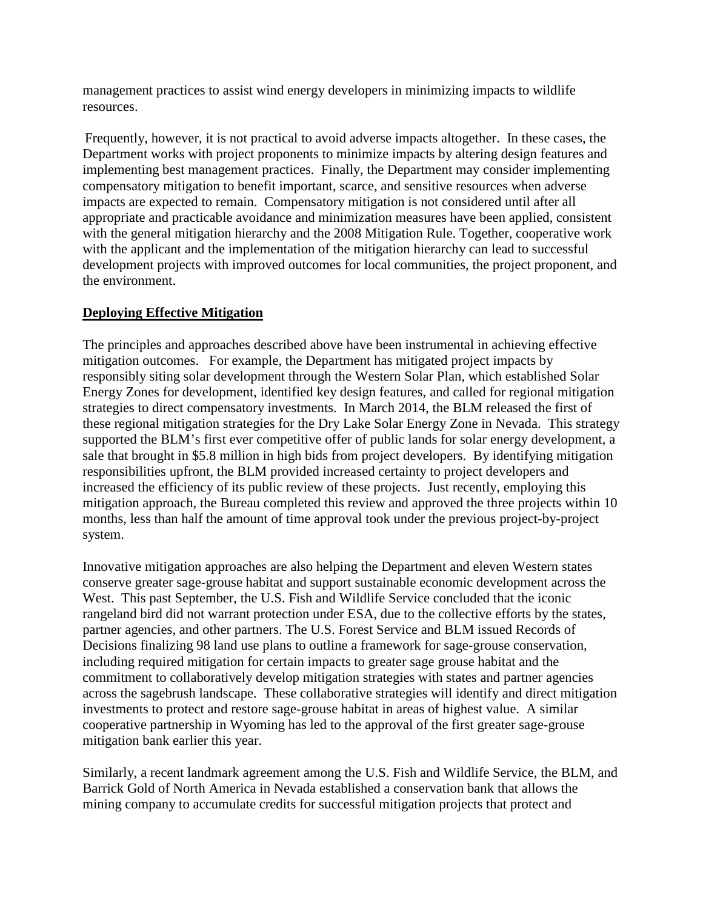management practices to assist wind energy developers in minimizing impacts to wildlife resources.

Frequently, however, it is not practical to avoid adverse impacts altogether. In these cases, the Department works with project proponents to minimize impacts by altering design features and implementing best management practices. Finally, the Department may consider implementing compensatory mitigation to benefit important, scarce, and sensitive resources when adverse impacts are expected to remain. Compensatory mitigation is not considered until after all appropriate and practicable avoidance and minimization measures have been applied, consistent with the general mitigation hierarchy and the 2008 Mitigation Rule. Together, cooperative work with the applicant and the implementation of the mitigation hierarchy can lead to successful development projects with improved outcomes for local communities, the project proponent, and the environment.

## **Deploying Effective Mitigation**

The principles and approaches described above have been instrumental in achieving effective mitigation outcomes. For example, the Department has mitigated project impacts by responsibly siting solar development through the Western Solar Plan, which established Solar Energy Zones for development, identified key design features, and called for regional mitigation strategies to direct compensatory investments. In March 2014, the BLM released the first of these regional mitigation strategies for the Dry Lake Solar Energy Zone in Nevada. This strategy supported the BLM's first ever competitive offer of public lands for solar energy development, a sale that brought in $5.8 million in high bids from project developers. By identifying mitigation responsibilities upfront, the BLM provided increased certainty to project developers and increased the efficiency of its public review of these projects. Just recently, employing this mitigation approach, the Bureau completed this review and approved the three projects within 10 months, less than half the amount of time approval took under the previous project-by-project system.

Innovative mitigation approaches are also helping the Department and eleven Western states conserve greater sage-grouse habitat and support sustainable economic development across the West. This past September, the U.S. Fish and Wildlife Service concluded that the iconic rangeland bird did not warrant protection under ESA, due to the collective efforts by the states, partner agencies, and other partners. The U.S. Forest Service and BLM issued Records of Decisions finalizing 98 land use plans to outline a framework for sage-grouse conservation, including required mitigation for certain impacts to greater sage grouse habitat and the commitment to collaboratively develop mitigation strategies with states and partner agencies across the sagebrush landscape. These collaborative strategies will identify and direct mitigation investments to protect and restore sage-grouse habitat in areas of highest value. A similar cooperative partnership in Wyoming has led to the approval of the first greater sage-grouse mitigation bank earlier this year.

Similarly, a recent landmark agreement among the U.S. Fish and Wildlife Service, the BLM, and Barrick Gold of North America in Nevada established a conservation bank that allows the mining company to accumulate credits for successful mitigation projects that protect and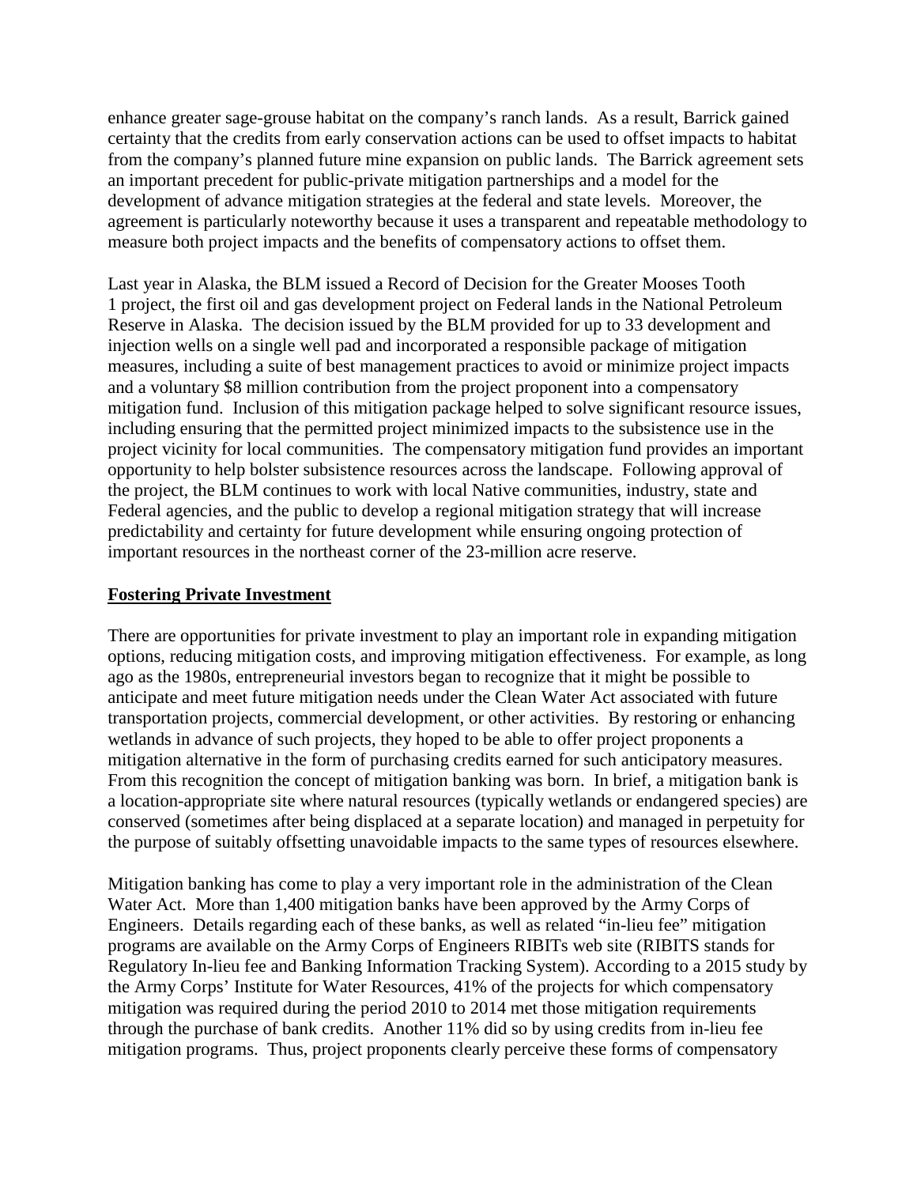enhance greater sage-grouse habitat on the company's ranch lands. As a result, Barrick gained certainty that the credits from early conservation actions can be used to offset impacts to habitat from the company's planned future mine expansion on public lands. The Barrick agreement sets an important precedent for public-private mitigation partnerships and a model for the development of advance mitigation strategies at the federal and state levels. Moreover, the agreement is particularly noteworthy because it uses a transparent and repeatable methodology to measure both project impacts and the benefits of compensatory actions to offset them.

Last year in Alaska, the BLM issued a Record of Decision for the Greater Mooses Tooth 1 project, the first oil and gas development project on Federal lands in the National Petroleum Reserve in Alaska. The decision issued by the BLM provided for up to 33 development and injection wells on a single well pad and incorporated a responsible package of mitigation measures, including a suite of best management practices to avoid or minimize project impacts and a voluntary \$8 million contribution from the project proponent into a compensatory mitigation fund. Inclusion of this mitigation package helped to solve significant resource issues, including ensuring that the permitted project minimized impacts to the subsistence use in the project vicinity for local communities. The compensatory mitigation fund provides an important opportunity to help bolster subsistence resources across the landscape. Following approval of the project, the BLM continues to work with local Native communities, industry, state and Federal agencies, and the public to develop a regional mitigation strategy that will increase predictability and certainty for future development while ensuring ongoing protection of important resources in the northeast corner of the 23-million acre reserve.

**Fostering Private Investment**

There are opportunities for private investment to play an important role in expanding mitigation options, reducing mitigation costs, and improving mitigation effectiveness. For example, as long ago as the 1980s, entrepreneurial investors began to recognize that it might be possible to anticipate and meet future mitigation needs under the Clean Water Act associated with future transportation projects, commercial development, or other activities. By restoring or enhancing wetlands in advance of such projects, they hoped to be able to offer project proponents a mitigation alternative in the form of purchasing credits earned for such anticipatory measures. From this recognition the concept of mitigation banking was born. In brief, a mitigation bank is a location-appropriate site where natural resources (typically wetlands or endangered species) are conserved (sometimes after being displaced at a separate location) and managed in perpetuity for the purpose of suitably offsetting unavoidable impacts to the same types of resources elsewhere.

Mitigation banking has come to play a very important role in the administration of the Clean Water Act. More than 1,400 mitigation banks have been approved by the Army Corps of Engineers. Details regarding each of these banks, as well as related "in-lieu fee" mitigation programs are available on the Army Corps of Engineers RIBITs web site (RIBITS stands for Regulatory In-lieu fee and Banking Information Tracking System). According to a 2015 study by the Army Corps' Institute for Water Resources, 41% of the projects for which compensatory mitigation was required during the period 2010 to 2014 met those mitigation requirements through the purchase of bank credits. Another 11% did so by using credits from in-lieu fee mitigation programs. Thus, project proponents clearly perceive these forms of compensatory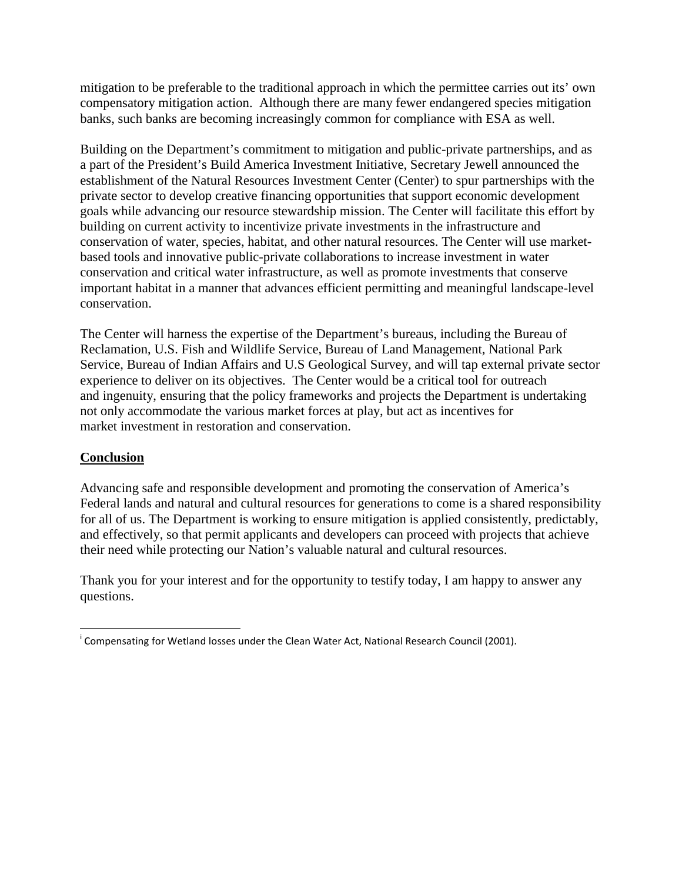mitigation to be preferable to the traditional approach in which the permittee carries out its' own compensatory mitigation action. Although there are many fewer endangered species mitigation banks, such banks are becoming increasingly common for compliance with ESA as well.

Building on the Department's commitment to mitigation and public-private partnerships, and as a part of the President's Build America Investment Initiative, Secretary Jewell announced the establishment of the Natural Resources Investment Center (Center) to spur partnerships with the private sector to develop creative financing opportunities that support economic development goals while advancing our resource stewardship mission. The Center will facilitate this effort by building on current activity to incentivize private investments in the infrastructure and conservation of water, species, habitat, and other natural resources. The Center will use market-based tools and innovative public-private collaborations to increase investment in water conservation and critical water infrastructure, as well as promote investments that conserve important habitat in a manner that advances efficient permitting and meaningful landscape-level conservation.

The Center will harness the expertise of the Department's bureaus, including the Bureau of Reclamation, U.S. Fish and Wildlife Service, Bureau of Land Management, National Park Service, Bureau of Indian Affairs and U.S Geological Survey, and will tap external private sector experience to deliver on its objectives. The Center would be a critical tool for outreach and ingenuity, ensuring that the policy frameworks and projects the Department is undertaking not only accommodate the various market forces at play, but act as incentives for market investment in restoration and conservation.

## Conclusion

Advancing safe and responsible development and promoting the conservation of America's Federal lands and natural and cultural resources for generations to come is a shared responsibility for all of us. The Department is working to ensure mitigation is applied consistently, predictably, and effectively, so that permit applicants and developers can proceed with projects that achieve their need while protecting our Nation's valuable natural and cultural resources.

Thank you for your interest and for the opportunity to testify today, I am happy to answer any questions.

---

[i] Compensating for Wetland losses under the Clean Water Act, National Research Council (2001).